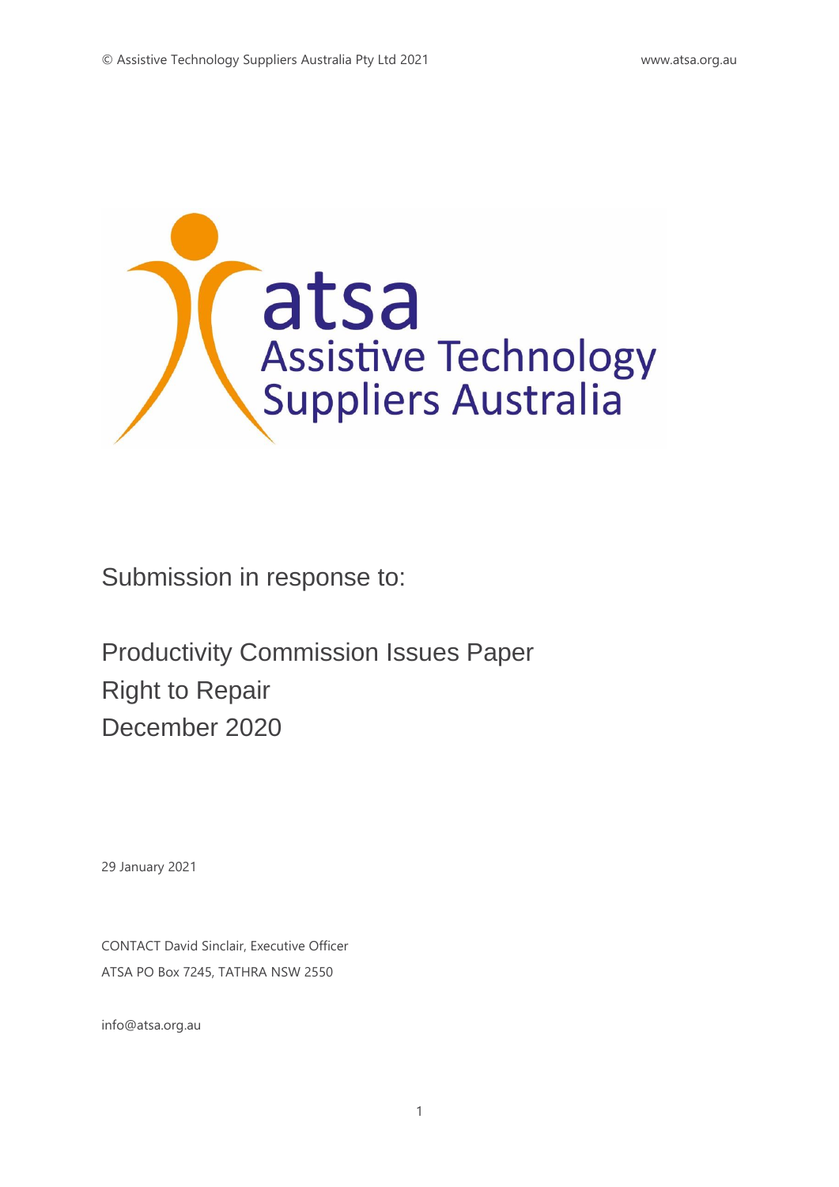atsa

Assistive Technology Suppliers Australia

Submission in response to:

# Productivity Commission Issues Paper
# Right to Repair
# December 2020

29 January 2021

CONTACT David Sinclair, Executive Officer

ATSA PO Box 7245, TATHRA NSW 2550

info@atsa.org.au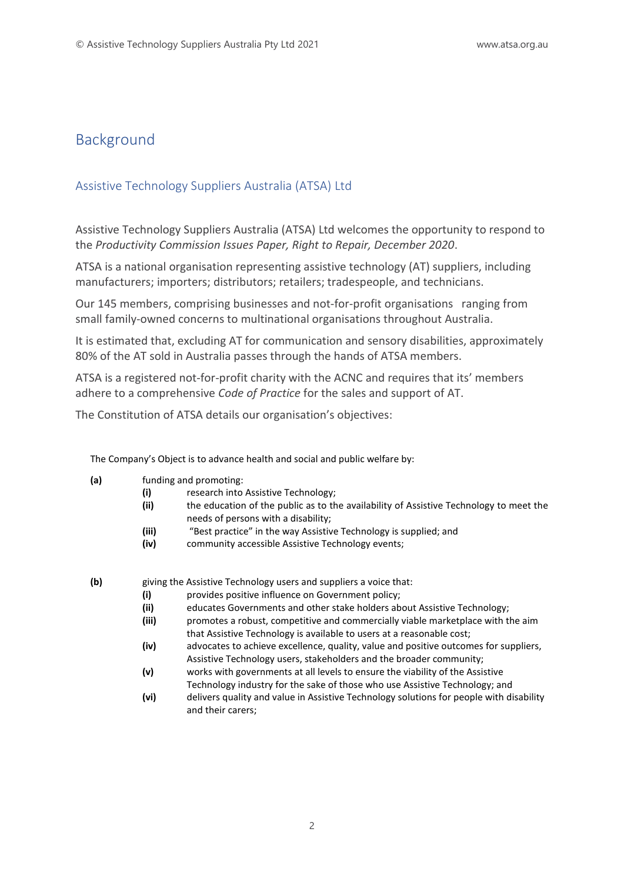# Background

## Assistive Technology Suppliers Australia (ATSA) Ltd

Assistive Technology Suppliers Australia (ATSA) Ltd welcomes the opportunity to respond to the *Productivity Commission Issues Paper, Right to Repair, December 2020*.

ATSA is a national organisation representing assistive technology (AT) suppliers, including manufacturers; importers; distributors; retailers; tradespeople, and technicians.

Our 145 members, comprising businesses and not-for-profit organisations ranging from small family-owned concerns to multinational organisations throughout Australia.

It is estimated that, excluding AT for communication and sensory disabilities, approximately 80% of the AT sold in Australia passes through the hands of ATSA members.

ATSA is a registered not-for-profit charity with the ACNC and requires that its' members adhere to a comprehensive *Code of Practice* for the sales and support of AT.

The Constitution of ATSA details our organisation's objectives:

> The Company's Object is to advance health and social and public welfare by:
>
> **(a)** funding and promoting:
>
> - **(i)** research into Assistive Technology;
> - **(ii)** the education of the public as to the availability of Assistive Technology to meet the needs of persons with a disability;
> - **(iii)** "Best practice" in the way Assistive Technology is supplied; and
> - **(iv)** community accessible Assistive Technology events;
>
> **(b)** giving the Assistive Technology users and suppliers a voice that:
>
> - **(i)** provides positive influence on Government policy;
> - **(ii)** educates Governments and other stake holders about Assistive Technology;
> - **(iii)** promotes a robust, competitive and commercially viable marketplace with the aim that Assistive Technology is available to users at a reasonable cost;
> - **(iv)** advocates to achieve excellence, quality, value and positive outcomes for suppliers, Assistive Technology users, stakeholders and the broader community;
> - **(v)** works with governments at all levels to ensure the viability of the Assistive Technology industry for the sake of those who use Assistive Technology; and
> - **(vi)** delivers quality and value in Assistive Technology solutions for people with disability and their carers;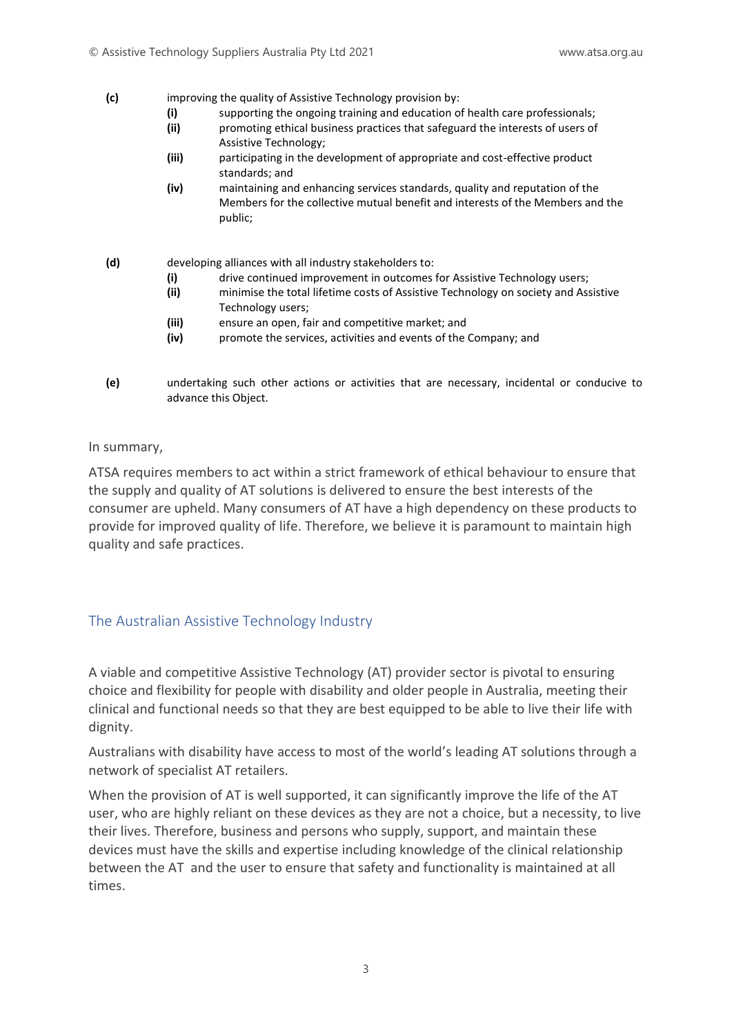**(c)** improving the quality of Assistive Technology provision by:

- **(i)** supporting the ongoing training and education of health care professionals;
- **(ii)** promoting ethical business practices that safeguard the interests of users of Assistive Technology;
- **(iii)** participating in the development of appropriate and cost-effective product standards; and
- **(iv)** maintaining and enhancing services standards, quality and reputation of the Members for the collective mutual benefit and interests of the Members and the public;

**(d)** developing alliances with all industry stakeholders to:

- **(i)** drive continued improvement in outcomes for Assistive Technology users;
- **(ii)** minimise the total lifetime costs of Assistive Technology on society and Assistive Technology users;
- **(iii)** ensure an open, fair and competitive market; and
- **(iv)** promote the services, activities and events of the Company; and

**(e)** undertaking such other actions or activities that are necessary, incidental or conducive to advance this Object.

In summary,

ATSA requires members to act within a strict framework of ethical behaviour to ensure that the supply and quality of AT solutions is delivered to ensure the best interests of the consumer are upheld. Many consumers of AT have a high dependency on these products to provide for improved quality of life. Therefore, we believe it is paramount to maintain high quality and safe practices.

## The Australian Assistive Technology Industry

A viable and competitive Assistive Technology (AT) provider sector is pivotal to ensuring choice and flexibility for people with disability and older people in Australia, meeting their clinical and functional needs so that they are best equipped to be able to live their life with dignity.

Australians with disability have access to most of the world's leading AT solutions through a network of specialist AT retailers.

When the provision of AT is well supported, it can significantly improve the life of the AT user, who are highly reliant on these devices as they are not a choice, but a necessity, to live their lives. Therefore, business and persons who supply, support, and maintain these devices must have the skills and expertise including knowledge of the clinical relationship between the AT and the user to ensure that safety and functionality is maintained at all times.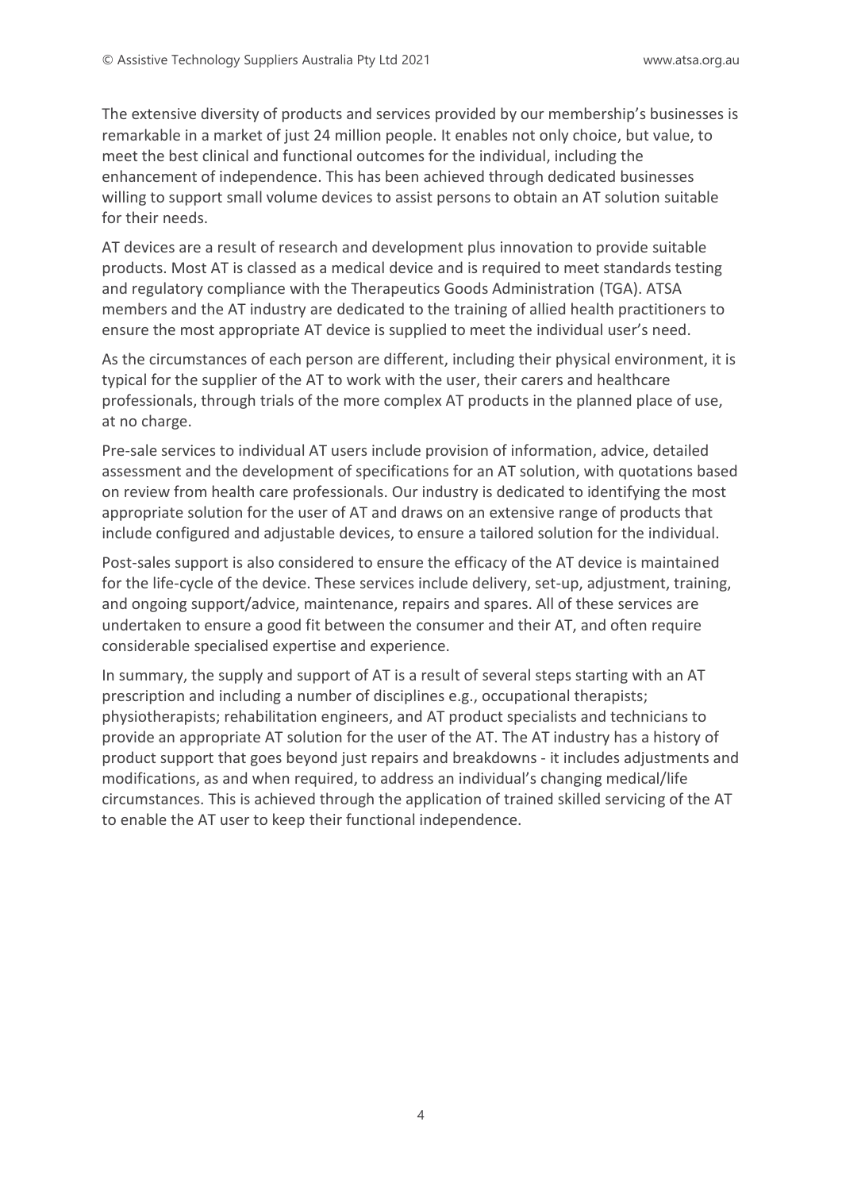The extensive diversity of products and services provided by our membership's businesses is remarkable in a market of just 24 million people. It enables not only choice, but value, to meet the best clinical and functional outcomes for the individual, including the enhancement of independence. This has been achieved through dedicated businesses willing to support small volume devices to assist persons to obtain an AT solution suitable for their needs.

AT devices are a result of research and development plus innovation to provide suitable products. Most AT is classed as a medical device and is required to meet standards testing and regulatory compliance with the Therapeutics Goods Administration (TGA). ATSA members and the AT industry are dedicated to the training of allied health practitioners to ensure the most appropriate AT device is supplied to meet the individual user's need.

As the circumstances of each person are different, including their physical environment, it is typical for the supplier of the AT to work with the user, their carers and healthcare professionals, through trials of the more complex AT products in the planned place of use, at no charge.

Pre-sale services to individual AT users include provision of information, advice, detailed assessment and the development of specifications for an AT solution, with quotations based on review from health care professionals. Our industry is dedicated to identifying the most appropriate solution for the user of AT and draws on an extensive range of products that include configured and adjustable devices, to ensure a tailored solution for the individual.

Post-sales support is also considered to ensure the efficacy of the AT device is maintained for the life-cycle of the device. These services include delivery, set-up, adjustment, training, and ongoing support/advice, maintenance, repairs and spares. All of these services are undertaken to ensure a good fit between the consumer and their AT, and often require considerable specialised expertise and experience.

In summary, the supply and support of AT is a result of several steps starting with an AT prescription and including a number of disciplines e.g., occupational therapists; physiotherapists; rehabilitation engineers, and AT product specialists and technicians to provide an appropriate AT solution for the user of the AT. The AT industry has a history of product support that goes beyond just repairs and breakdowns - it includes adjustments and modifications, as and when required, to address an individual's changing medical/life circumstances. This is achieved through the application of trained skilled servicing of the AT to enable the AT user to keep their functional independence.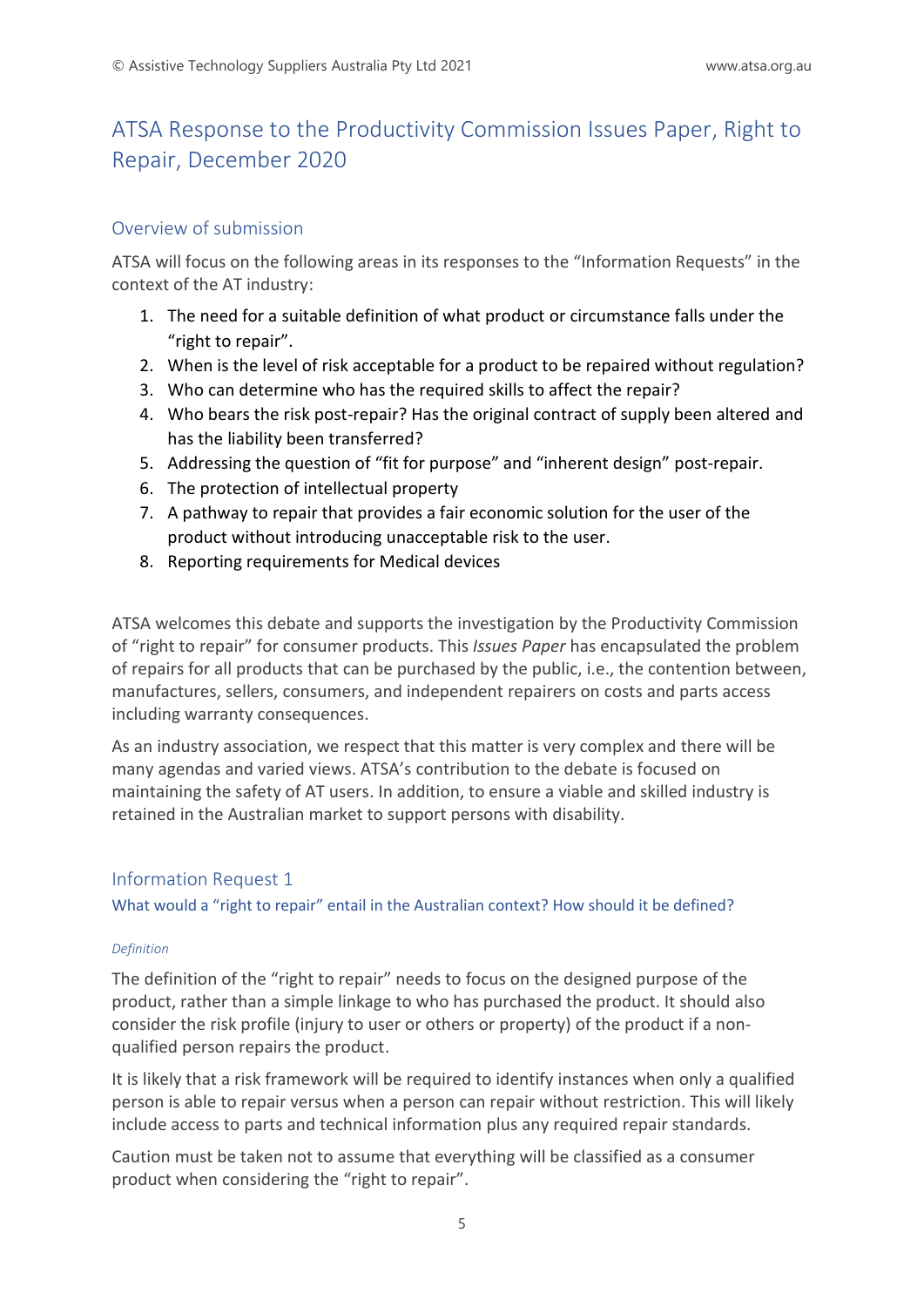## ATSA Response to the Productivity Commission Issues Paper, Right to Repair, December 2020

### Overview of submission

ATSA will focus on the following areas in its responses to the “Information Requests” in the context of the AT industry:

1. The need for a suitable definition of what product or circumstance falls under the “right to repair”.
2. When is the level of risk acceptable for a product to be repaired without regulation?
3. Who can determine who has the required skills to affect the repair?
4. Who bears the risk post-repair? Has the original contract of supply been altered and has the liability been transferred?
5. Addressing the question of “fit for purpose” and “inherent design” post-repair.
6. The protection of intellectual property
7. A pathway to repair that provides a fair economic solution for the user of the product without introducing unacceptable risk to the user.
8. Reporting requirements for Medical devices

ATSA welcomes this debate and supports the investigation by the Productivity Commission of “right to repair” for consumer products. This *Issues Paper* has encapsulated the problem of repairs for all products that can be purchased by the public, i.e., the contention between, manufactures, sellers, consumers, and independent repairers on costs and parts access including warranty consequences.

As an industry association, we respect that this matter is very complex and there will be many agendas and varied views. ATSA’s contribution to the debate is focused on maintaining the safety of AT users. In addition, to ensure a viable and skilled industry is retained in the Australian market to support persons with disability.

### Information Request 1

#### What would a “right to repair” entail in the Australian context? How should it be defined?

*Definition*

The definition of the “right to repair” needs to focus on the designed purpose of the product, rather than a simple linkage to who has purchased the product. It should also consider the risk profile (injury to user or others or property) of the product if a non-qualified person repairs the product.

It is likely that a risk framework will be required to identify instances when only a qualified person is able to repair versus when a person can repair without restriction. This will likely include access to parts and technical information plus any required repair standards.

Caution must be taken not to assume that everything will be classified as a consumer product when considering the “right to repair”.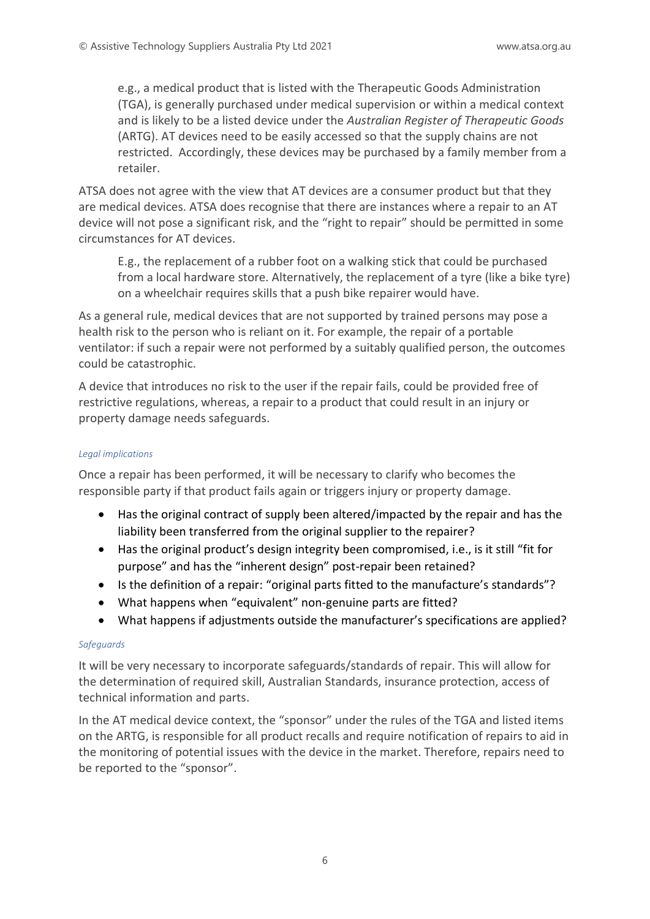e.g., a medical product that is listed with the Therapeutic Goods Administration (TGA), is generally purchased under medical supervision or within a medical context and is likely to be a listed device under the *Australian Register of Therapeutic Goods* (ARTG). AT devices need to be easily accessed so that the supply chains are not restricted. Accordingly, these devices may be purchased by a family member from a retailer.

ATSA does not agree with the view that AT devices are a consumer product but that they are medical devices. ATSA does recognise that there are instances where a repair to an AT device will not pose a significant risk, and the "right to repair" should be permitted in some circumstances for AT devices.

E.g., the replacement of a rubber foot on a walking stick that could be purchased from a local hardware store. Alternatively, the replacement of a tyre (like a bike tyre) on a wheelchair requires skills that a push bike repairer would have.

As a general rule, medical devices that are not supported by trained persons may pose a health risk to the person who is reliant on it. For example, the repair of a portable ventilator: if such a repair were not performed by a suitably qualified person, the outcomes could be catastrophic.

A device that introduces no risk to the user if the repair fails, could be provided free of restrictive regulations, whereas, a repair to a product that could result in an injury or property damage needs safeguards.

#### *Legal implications*

Once a repair has been performed, it will be necessary to clarify who becomes the responsible party if that product fails again or triggers injury or property damage.

- Has the original contract of supply been altered/impacted by the repair and has the liability been transferred from the original supplier to the repairer?
- Has the original product's design integrity been compromised, i.e., is it still "fit for purpose" and has the "inherent design" post-repair been retained?
- Is the definition of a repair: "original parts fitted to the manufacture's standards"?
- What happens when "equivalent" non-genuine parts are fitted?
- What happens if adjustments outside the manufacturer's specifications are applied?

#### *Safeguards*

It will be very necessary to incorporate safeguards/standards of repair. This will allow for the determination of required skill, Australian Standards, insurance protection, access of technical information and parts.

In the AT medical device context, the "sponsor" under the rules of the TGA and listed items on the ARTG, is responsible for all product recalls and require notification of repairs to aid in the monitoring of potential issues with the device in the market. Therefore, repairs need to be reported to the "sponsor".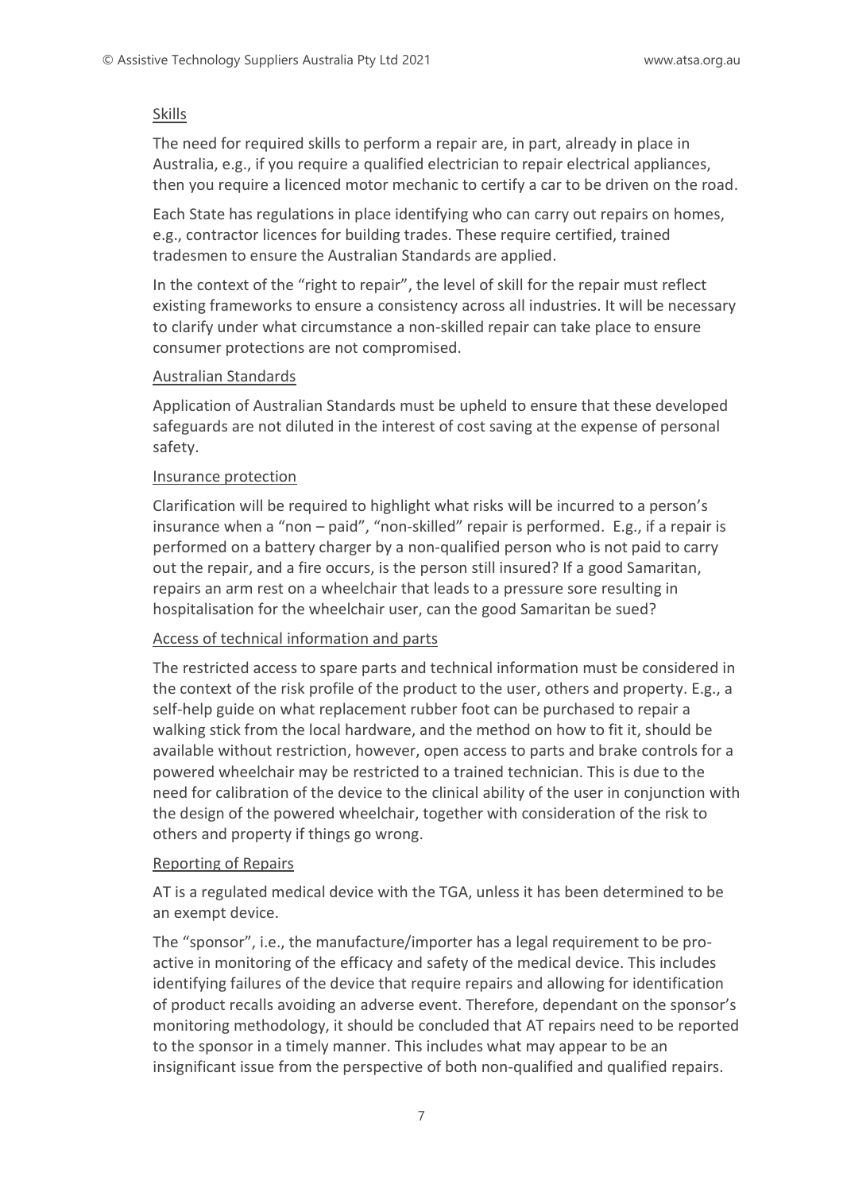Skills

The need for required skills to perform a repair are, in part, already in place in Australia, e.g., if you require a qualified electrician to repair electrical appliances, then you require a licenced motor mechanic to certify a car to be driven on the road.

Each State has regulations in place identifying who can carry out repairs on homes, e.g., contractor licences for building trades. These require certified, trained tradesmen to ensure the Australian Standards are applied.

In the context of the "right to repair", the level of skill for the repair must reflect existing frameworks to ensure a consistency across all industries. It will be necessary to clarify under what circumstance a non-skilled repair can take place to ensure consumer protections are not compromised.

Australian Standards

Application of Australian Standards must be upheld to ensure that these developed safeguards are not diluted in the interest of cost saving at the expense of personal safety.

Insurance protection

Clarification will be required to highlight what risks will be incurred to a person's insurance when a "non – paid", "non-skilled" repair is performed. E.g., if a repair is performed on a battery charger by a non-qualified person who is not paid to carry out the repair, and a fire occurs, is the person still insured? If a good Samaritan, repairs an arm rest on a wheelchair that leads to a pressure sore resulting in hospitalisation for the wheelchair user, can the good Samaritan be sued?

Access of technical information and parts

The restricted access to spare parts and technical information must be considered in the context of the risk profile of the product to the user, others and property. E.g., a self-help guide on what replacement rubber foot can be purchased to repair a walking stick from the local hardware, and the method on how to fit it, should be available without restriction, however, open access to parts and brake controls for a powered wheelchair may be restricted to a trained technician. This is due to the need for calibration of the device to the clinical ability of the user in conjunction with the design of the powered wheelchair, together with consideration of the risk to others and property if things go wrong.

Reporting of Repairs

AT is a regulated medical device with the TGA, unless it has been determined to be an exempt device.

The "sponsor", i.e., the manufacture/importer has a legal requirement to be pro-active in monitoring of the efficacy and safety of the medical device. This includes identifying failures of the device that require repairs and allowing for identification of product recalls avoiding an adverse event. Therefore, dependant on the sponsor's monitoring methodology, it should be concluded that AT repairs need to be reported to the sponsor in a timely manner. This includes what may appear to be an insignificant issue from the perspective of both non-qualified and qualified repairs.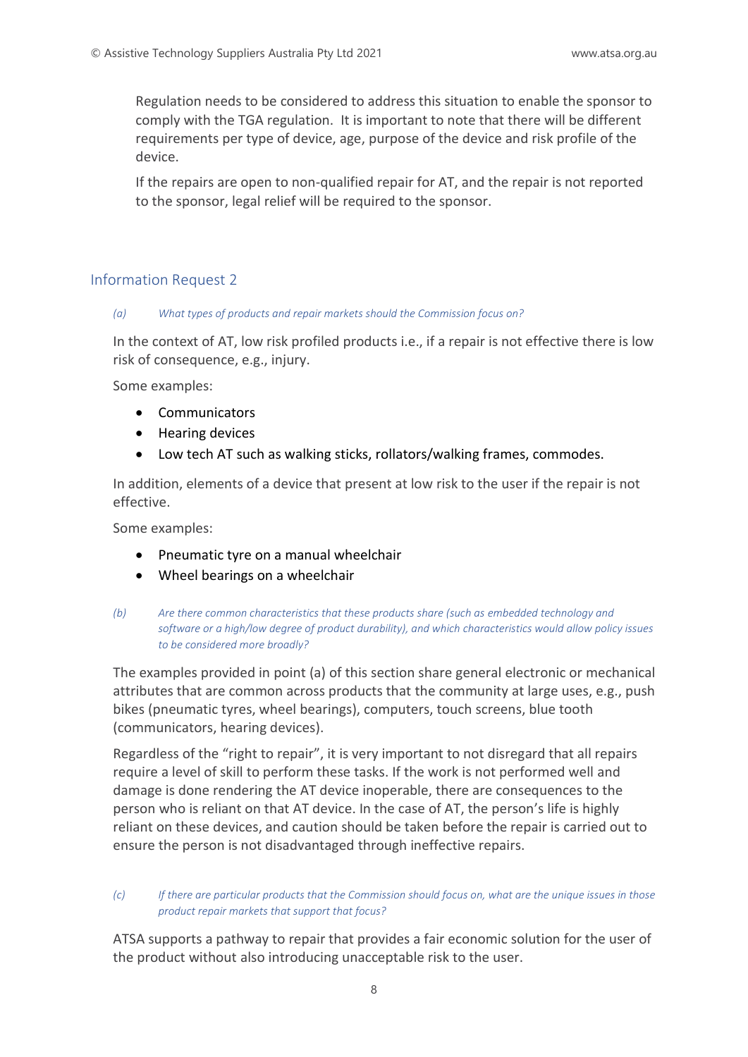Regulation needs to be considered to address this situation to enable the sponsor to comply with the TGA regulation. It is important to note that there will be different requirements per type of device, age, purpose of the device and risk profile of the device.

If the repairs are open to non-qualified repair for AT, and the repair is not reported to the sponsor, legal relief will be required to the sponsor.

## Information Request 2

*(a) What types of products and repair markets should the Commission focus on?*

In the context of AT, low risk profiled products i.e., if a repair is not effective there is low risk of consequence, e.g., injury.

Some examples:

- Communicators
- Hearing devices
- Low tech AT such as walking sticks, rollators/walking frames, commodes.

In addition, elements of a device that present at low risk to the user if the repair is not effective.

Some examples:

- Pneumatic tyre on a manual wheelchair
- Wheel bearings on a wheelchair

*(b) Are there common characteristics that these products share (such as embedded technology and software or a high/low degree of product durability), and which characteristics would allow policy issues to be considered more broadly?*

The examples provided in point (a) of this section share general electronic or mechanical attributes that are common across products that the community at large uses, e.g., push bikes (pneumatic tyres, wheel bearings), computers, touch screens, blue tooth (communicators, hearing devices).

Regardless of the "right to repair", it is very important to not disregard that all repairs require a level of skill to perform these tasks. If the work is not performed well and damage is done rendering the AT device inoperable, there are consequences to the person who is reliant on that AT device. In the case of AT, the person's life is highly reliant on these devices, and caution should be taken before the repair is carried out to ensure the person is not disadvantaged through ineffective repairs.

*(c) If there are particular products that the Commission should focus on, what are the unique issues in those product repair markets that support that focus?*

ATSA supports a pathway to repair that provides a fair economic solution for the user of the product without also introducing unacceptable risk to the user.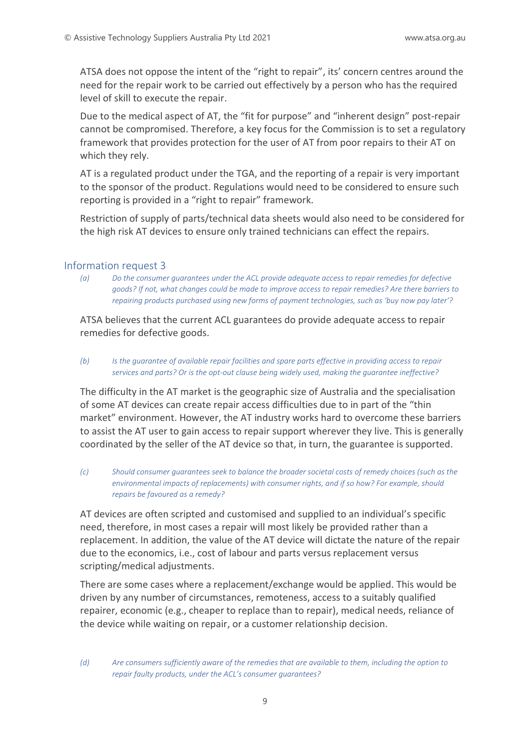ATSA does not oppose the intent of the "right to repair", its' concern centres around the need for the repair work to be carried out effectively by a person who has the required level of skill to execute the repair.

Due to the medical aspect of AT, the "fit for purpose" and "inherent design" post-repair cannot be compromised. Therefore, a key focus for the Commission is to set a regulatory framework that provides protection for the user of AT from poor repairs to their AT on which they rely.

AT is a regulated product under the TGA, and the reporting of a repair is very important to the sponsor of the product. Regulations would need to be considered to ensure such reporting is provided in a "right to repair" framework.

Restriction of supply of parts/technical data sheets would also need to be considered for the high risk AT devices to ensure only trained technicians can effect the repairs.

## Information request 3

*(a) Do the consumer guarantees under the ACL provide adequate access to repair remedies for defective goods? If not, what changes could be made to improve access to repair remedies? Are there barriers to repairing products purchased using new forms of payment technologies, such as 'buy now pay later'?*

ATSA believes that the current ACL guarantees do provide adequate access to repair remedies for defective goods.

*(b) Is the guarantee of available repair facilities and spare parts effective in providing access to repair services and parts? Or is the opt-out clause being widely used, making the guarantee ineffective?*

The difficulty in the AT market is the geographic size of Australia and the specialisation of some AT devices can create repair access difficulties due to in part of the "thin market" environment. However, the AT industry works hard to overcome these barriers to assist the AT user to gain access to repair support wherever they live. This is generally coordinated by the seller of the AT device so that, in turn, the guarantee is supported.

*(c) Should consumer guarantees seek to balance the broader societal costs of remedy choices (such as the environmental impacts of replacements) with consumer rights, and if so how? For example, should repairs be favoured as a remedy?*

AT devices are often scripted and customised and supplied to an individual's specific need, therefore, in most cases a repair will most likely be provided rather than a replacement. In addition, the value of the AT device will dictate the nature of the repair due to the economics, i.e., cost of labour and parts versus replacement versus scripting/medical adjustments.

There are some cases where a replacement/exchange would be applied. This would be driven by any number of circumstances, remoteness, access to a suitably qualified repairer, economic (e.g., cheaper to replace than to repair), medical needs, reliance of the device while waiting on repair, or a customer relationship decision.

*(d) Are consumers sufficiently aware of the remedies that are available to them, including the option to repair faulty products, under the ACL's consumer guarantees?*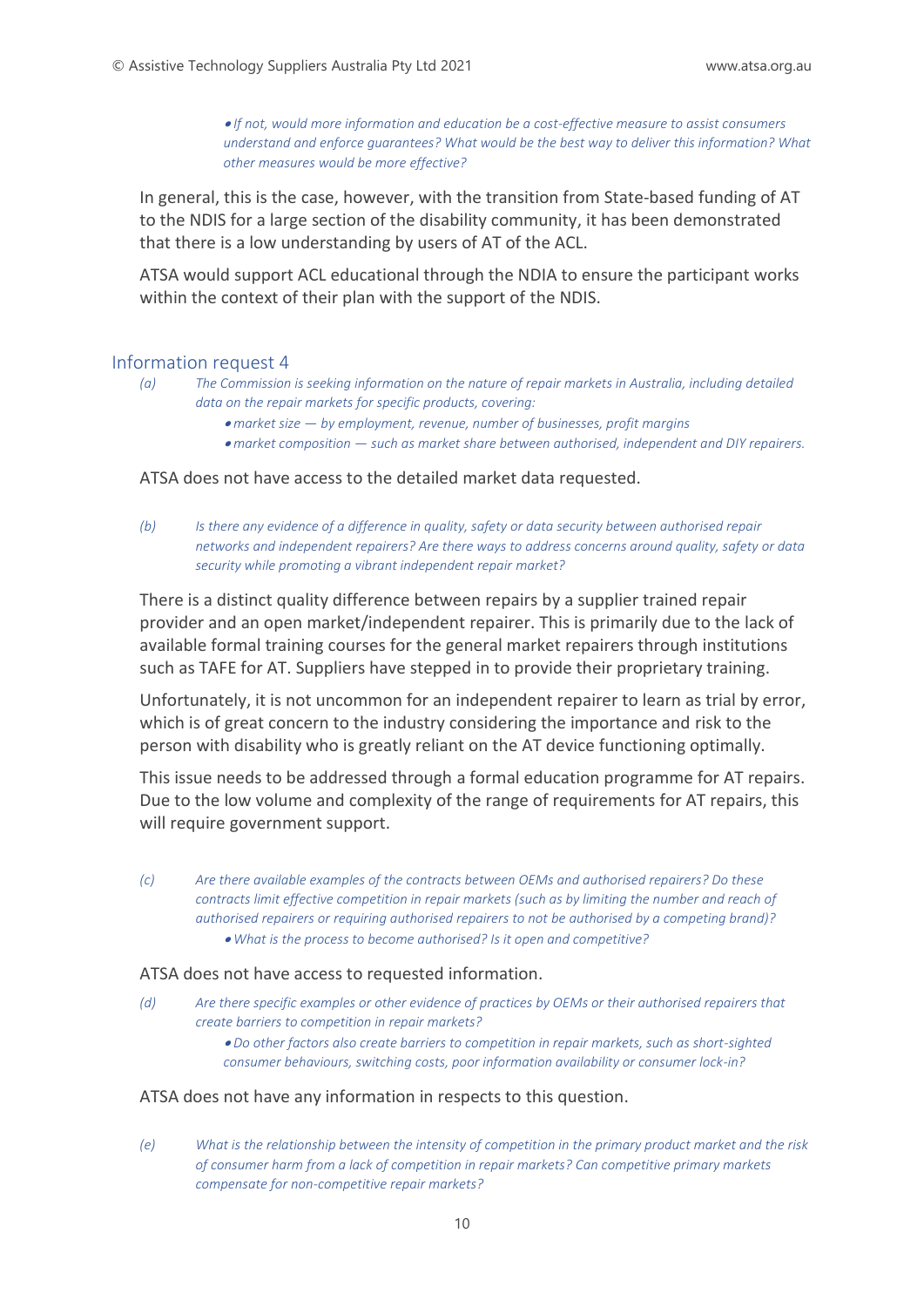*• If not, would more information and education be a cost-effective measure to assist consumers understand and enforce guarantees? What would be the best way to deliver this information? What other measures would be more effective?*

In general, this is the case, however, with the transition from State-based funding of AT to the NDIS for a large section of the disability community, it has been demonstrated that there is a low understanding by users of AT of the ACL.

ATSA would support ACL educational through the NDIA to ensure the participant works within the context of their plan with the support of the NDIS.

## Information request 4

*(a) The Commission is seeking information on the nature of repair markets in Australia, including detailed data on the repair markets for specific products, covering:*

- *market size — by employment, revenue, number of businesses, profit margins*
- *market composition — such as market share between authorised, independent and DIY repairers.*

ATSA does not have access to the detailed market data requested.

*(b) Is there any evidence of a difference in quality, safety or data security between authorised repair networks and independent repairers? Are there ways to address concerns around quality, safety or data security while promoting a vibrant independent repair market?*

There is a distinct quality difference between repairs by a supplier trained repair provider and an open market/independent repairer. This is primarily due to the lack of available formal training courses for the general market repairers through institutions such as TAFE for AT. Suppliers have stepped in to provide their proprietary training.

Unfortunately, it is not uncommon for an independent repairer to learn as trial by error, which is of great concern to the industry considering the importance and risk to the person with disability who is greatly reliant on the AT device functioning optimally.

This issue needs to be addressed through a formal education programme for AT repairs. Due to the low volume and complexity of the range of requirements for AT repairs, this will require government support.

*(c) Are there available examples of the contracts between OEMs and authorised repairers? Do these contracts limit effective competition in repair markets (such as by limiting the number and reach of authorised repairers or requiring authorised repairers to not be authorised by a competing brand)?*

- *What is the process to become authorised? Is it open and competitive?*

ATSA does not have access to requested information.

*(d) Are there specific examples or other evidence of practices by OEMs or their authorised repairers that create barriers to competition in repair markets?*

- *Do other factors also create barriers to competition in repair markets, such as short-sighted consumer behaviours, switching costs, poor information availability or consumer lock-in?*

ATSA does not have any information in respects to this question.

*(e) What is the relationship between the intensity of competition in the primary product market and the risk of consumer harm from a lack of competition in repair markets? Can competitive primary markets compensate for non-competitive repair markets?*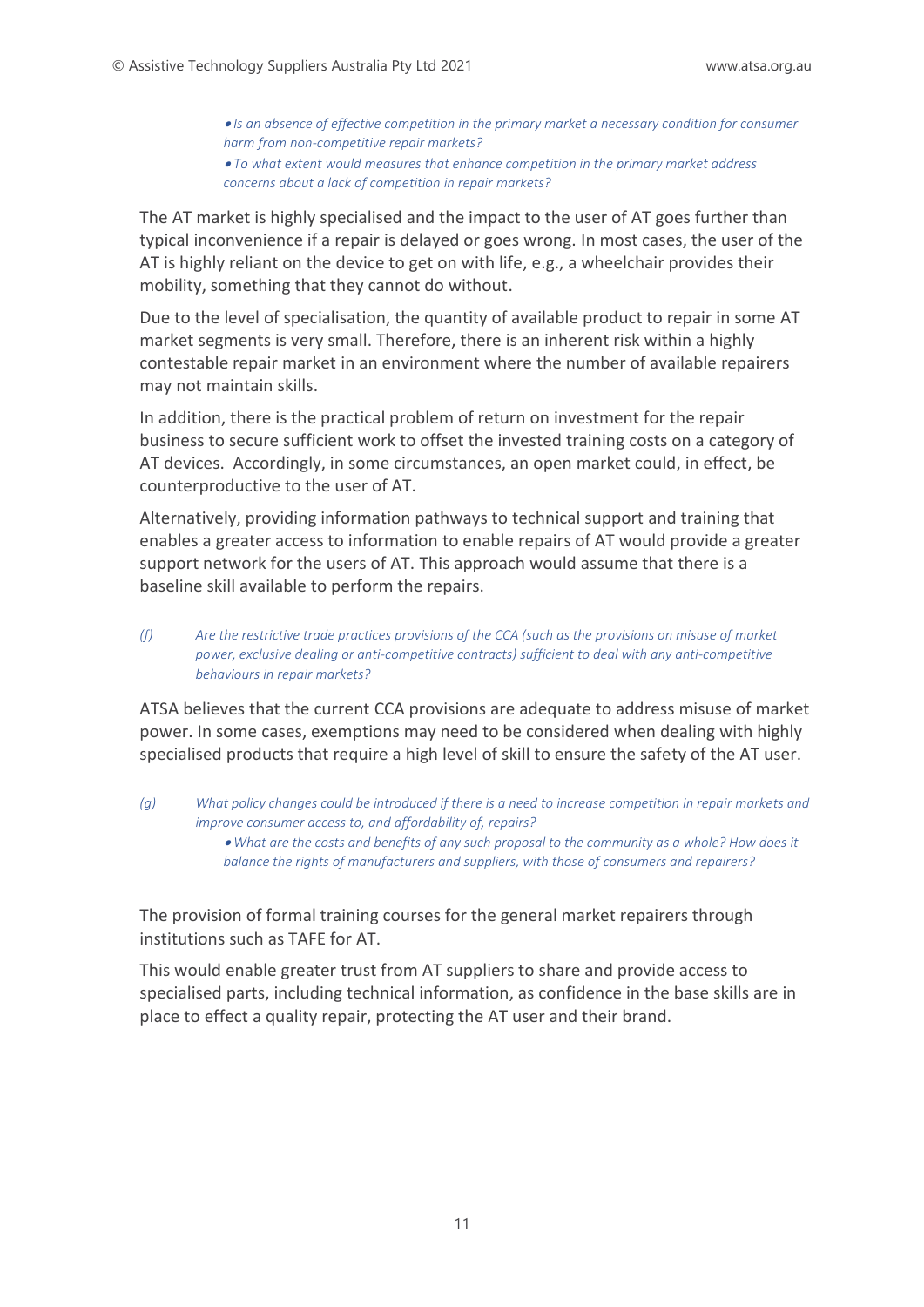- *Is an absence of effective competition in the primary market a necessary condition for consumer harm from non-competitive repair markets?*
- *To what extent would measures that enhance competition in the primary market address concerns about a lack of competition in repair markets?*

The AT market is highly specialised and the impact to the user of AT goes further than typical inconvenience if a repair is delayed or goes wrong. In most cases, the user of the AT is highly reliant on the device to get on with life, e.g., a wheelchair provides their mobility, something that they cannot do without.

Due to the level of specialisation, the quantity of available product to repair in some AT market segments is very small. Therefore, there is an inherent risk within a highly contestable repair market in an environment where the number of available repairers may not maintain skills.

In addition, there is the practical problem of return on investment for the repair business to secure sufficient work to offset the invested training costs on a category of AT devices. Accordingly, in some circumstances, an open market could, in effect, be counterproductive to the user of AT.

Alternatively, providing information pathways to technical support and training that enables a greater access to information to enable repairs of AT would provide a greater support network for the users of AT. This approach would assume that there is a baseline skill available to perform the repairs.

*(f) Are the restrictive trade practices provisions of the CCA (such as the provisions on misuse of market power, exclusive dealing or anti-competitive contracts) sufficient to deal with any anti-competitive behaviours in repair markets?*

ATSA believes that the current CCA provisions are adequate to address misuse of market power. In some cases, exemptions may need to be considered when dealing with highly specialised products that require a high level of skill to ensure the safety of the AT user.

*(g) What policy changes could be introduced if there is a need to increase competition in repair markets and improve consumer access to, and affordability of, repairs?*

- *What are the costs and benefits of any such proposal to the community as a whole? How does it balance the rights of manufacturers and suppliers, with those of consumers and repairers?*

The provision of formal training courses for the general market repairers through institutions such as TAFE for AT.

This would enable greater trust from AT suppliers to share and provide access to specialised parts, including technical information, as confidence in the base skills are in place to effect a quality repair, protecting the AT user and their brand.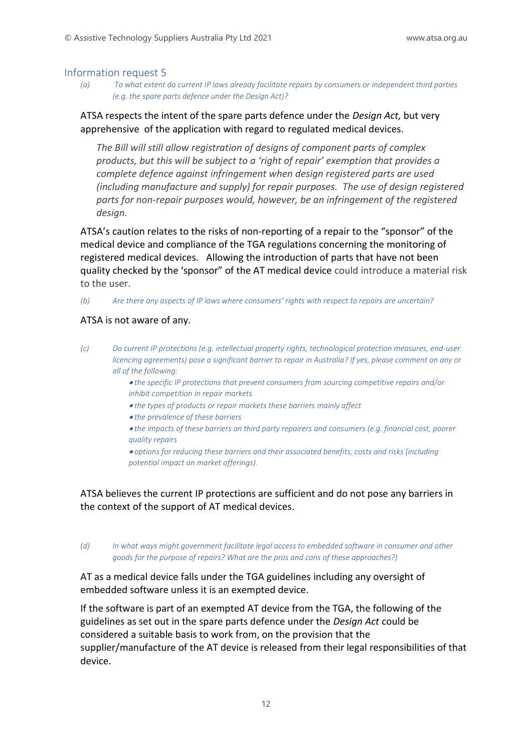## Information request 5

*(a) To what extent do current IP laws already facilitate repairs by consumers or independent third parties (e.g. the spare parts defence under the Design Act)?*

ATSA respects the intent of the spare parts defence under the *Design Act,* but very apprehensive of the application with regard to regulated medical devices.

> *The Bill will still allow registration of designs of component parts of complex products, but this will be subject to a 'right of repair' exemption that provides a complete defence against infringement when design registered parts are used (including manufacture and supply) for repair purposes. The use of design registered parts for non-repair purposes would, however, be an infringement of the registered design.*

ATSA's caution relates to the risks of non-reporting of a repair to the "sponsor" of the medical device and compliance of the TGA regulations concerning the monitoring of registered medical devices. Allowing the introduction of parts that have not been quality checked by the 'sponsor" of the AT medical device could introduce a material risk to the user.

*(b) Are there any aspects of IP laws where consumers' rights with respect to repairs are uncertain?*

ATSA is not aware of any.

*(c) Do current IP protections (e.g. intellectual property rights, technological protection measures, end-user licencing agreements) pose a significant barrier to repair in Australia? If yes, please comment on any or all of the following:*

- *the specific IP protections that prevent consumers from sourcing competitive repairs and/or inhibit competition in repair markets*
- *the types of products or repair markets these barriers mainly affect*
- *the prevalence of these barriers*
- *the impacts of these barriers on third party repairers and consumers (e.g. financial cost, poorer quality repairs*
- *options for reducing these barriers and their associated benefits, costs and risks (including potential impact on market offerings).*

ATSA believes the current IP protections are sufficient and do not pose any barriers in the context of the support of AT medical devices.

*(d) In what ways might government facilitate legal access to embedded software in consumer and other goods for the purpose of repairs? What are the pros and cons of these approaches?)*

AT as a medical device falls under the TGA guidelines including any oversight of embedded software unless it is an exempted device.

If the software is part of an exempted AT device from the TGA, the following of the guidelines as set out in the spare parts defence under the *Design Act* could be considered a suitable basis to work from, on the provision that the supplier/manufacture of the AT device is released from their legal responsibilities of that device.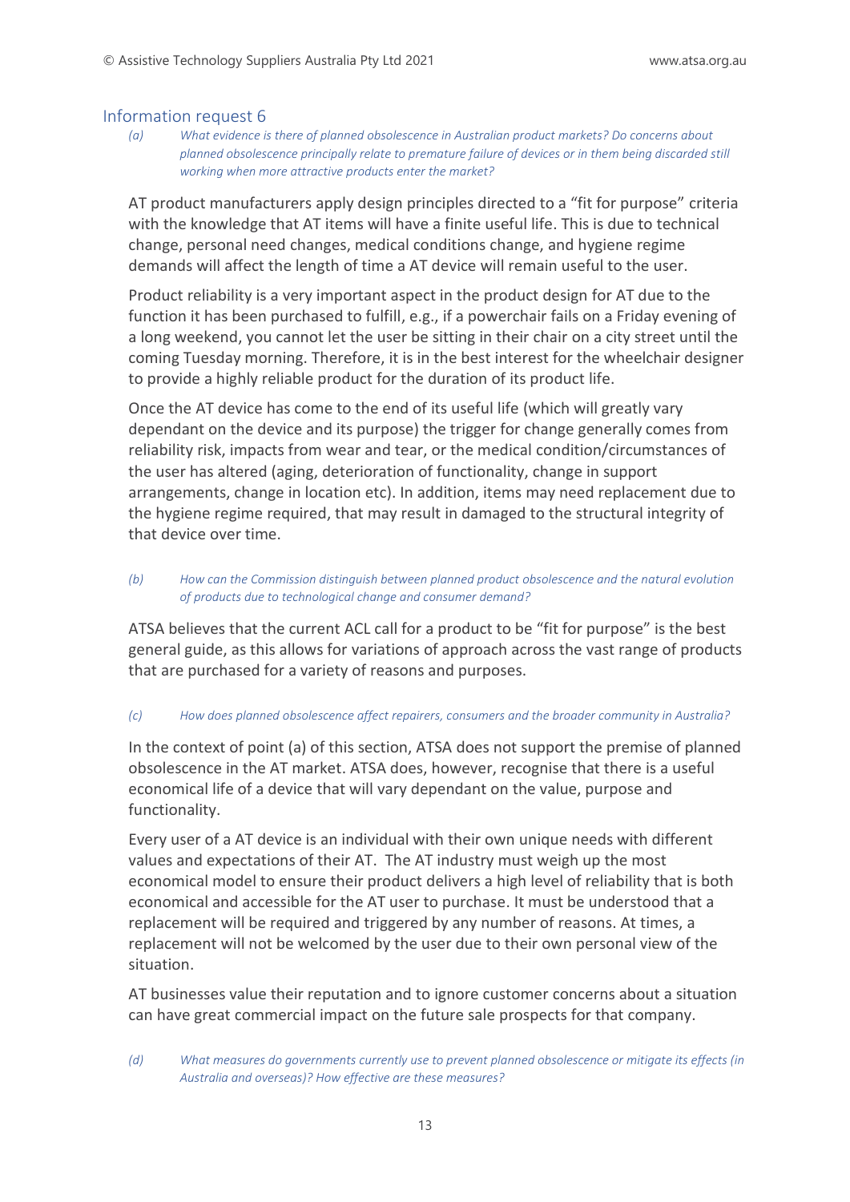## Information request 6

*(a) What evidence is there of planned obsolescence in Australian product markets? Do concerns about planned obsolescence principally relate to premature failure of devices or in them being discarded still working when more attractive products enter the market?*

AT product manufacturers apply design principles directed to a "fit for purpose" criteria with the knowledge that AT items will have a finite useful life. This is due to technical change, personal need changes, medical conditions change, and hygiene regime demands will affect the length of time a AT device will remain useful to the user.

Product reliability is a very important aspect in the product design for AT due to the function it has been purchased to fulfill, e.g., if a powerchair fails on a Friday evening of a long weekend, you cannot let the user be sitting in their chair on a city street until the coming Tuesday morning. Therefore, it is in the best interest for the wheelchair designer to provide a highly reliable product for the duration of its product life.

Once the AT device has come to the end of its useful life (which will greatly vary dependant on the device and its purpose) the trigger for change generally comes from reliability risk, impacts from wear and tear, or the medical condition/circumstances of the user has altered (aging, deterioration of functionality, change in support arrangements, change in location etc). In addition, items may need replacement due to the hygiene regime required, that may result in damaged to the structural integrity of that device over time.

*(b) How can the Commission distinguish between planned product obsolescence and the natural evolution of products due to technological change and consumer demand?*

ATSA believes that the current ACL call for a product to be "fit for purpose" is the best general guide, as this allows for variations of approach across the vast range of products that are purchased for a variety of reasons and purposes.

*(c) How does planned obsolescence affect repairers, consumers and the broader community in Australia?*

In the context of point (a) of this section, ATSA does not support the premise of planned obsolescence in the AT market. ATSA does, however, recognise that there is a useful economical life of a device that will vary dependant on the value, purpose and functionality.

Every user of a AT device is an individual with their own unique needs with different values and expectations of their AT. The AT industry must weigh up the most economical model to ensure their product delivers a high level of reliability that is both economical and accessible for the AT user to purchase. It must be understood that a replacement will be required and triggered by any number of reasons. At times, a replacement will not be welcomed by the user due to their own personal view of the situation.

AT businesses value their reputation and to ignore customer concerns about a situation can have great commercial impact on the future sale prospects for that company.

*(d) What measures do governments currently use to prevent planned obsolescence or mitigate its effects (in Australia and overseas)? How effective are these measures?*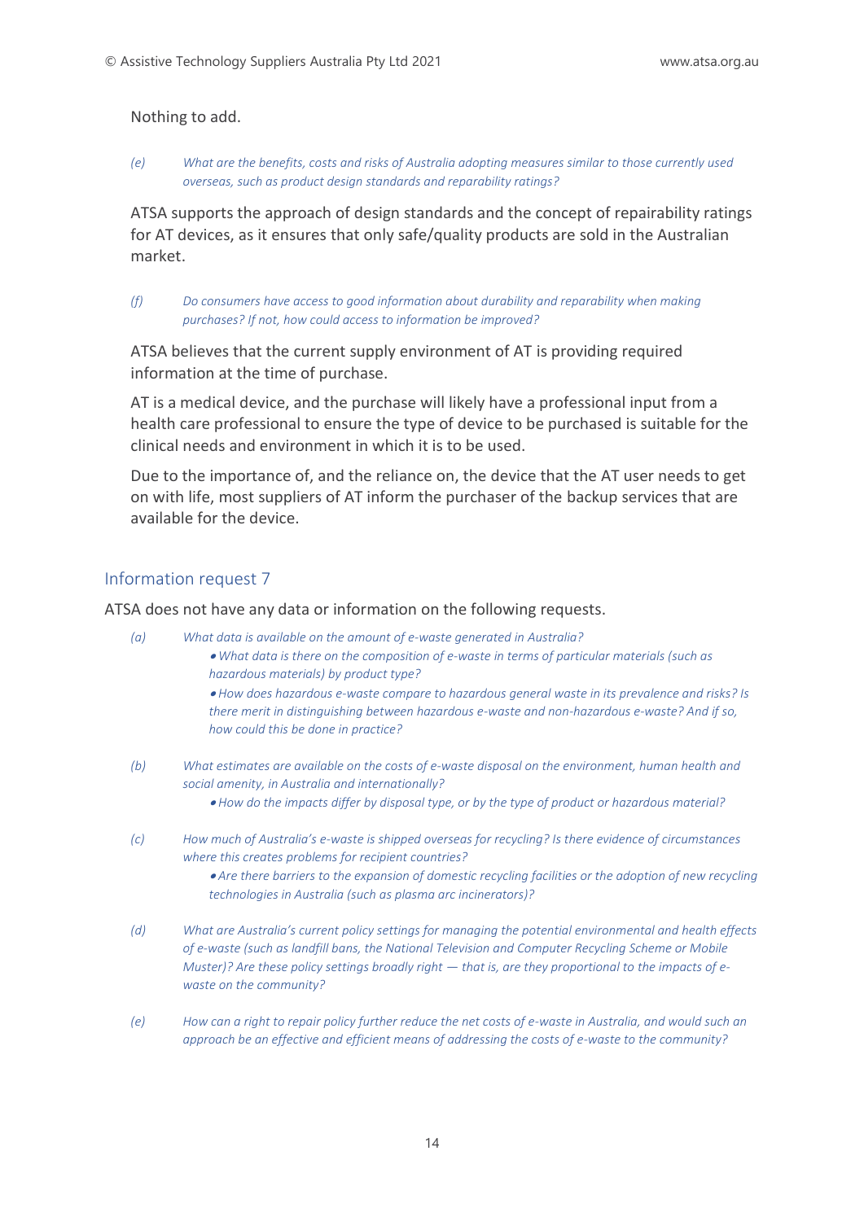Nothing to add.

*(e) What are the benefits, costs and risks of Australia adopting measures similar to those currently used overseas, such as product design standards and reparability ratings?*

ATSA supports the approach of design standards and the concept of repairability ratings for AT devices, as it ensures that only safe/quality products are sold in the Australian market.

*(f) Do consumers have access to good information about durability and reparability when making purchases? If not, how could access to information be improved?*

ATSA believes that the current supply environment of AT is providing required information at the time of purchase.

AT is a medical device, and the purchase will likely have a professional input from a health care professional to ensure the type of device to be purchased is suitable for the clinical needs and environment in which it is to be used.

Due to the importance of, and the reliance on, the device that the AT user needs to get on with life, most suppliers of AT inform the purchaser of the backup services that are available for the device.

## Information request 7

ATSA does not have any data or information on the following requests.

*(a) What data is available on the amount of e-waste generated in Australia?*

- *What data is there on the composition of e-waste in terms of particular materials (such as hazardous materials) by product type?*
- *How does hazardous e-waste compare to hazardous general waste in its prevalence and risks? Is there merit in distinguishing between hazardous e-waste and non-hazardous e-waste? And if so, how could this be done in practice?*

*(b) What estimates are available on the costs of e-waste disposal on the environment, human health and social amenity, in Australia and internationally?*

- *How do the impacts differ by disposal type, or by the type of product or hazardous material?*

*(c) How much of Australia's e-waste is shipped overseas for recycling? Is there evidence of circumstances where this creates problems for recipient countries?*

- *Are there barriers to the expansion of domestic recycling facilities or the adoption of new recycling technologies in Australia (such as plasma arc incinerators)?*

*(d) What are Australia's current policy settings for managing the potential environmental and health effects of e-waste (such as landfill bans, the National Television and Computer Recycling Scheme or Mobile Muster)? Are these policy settings broadly right — that is, are they proportional to the impacts of e-waste on the community?*

*(e) How can a right to repair policy further reduce the net costs of e-waste in Australia, and would such an approach be an effective and efficient means of addressing the costs of e-waste to the community?*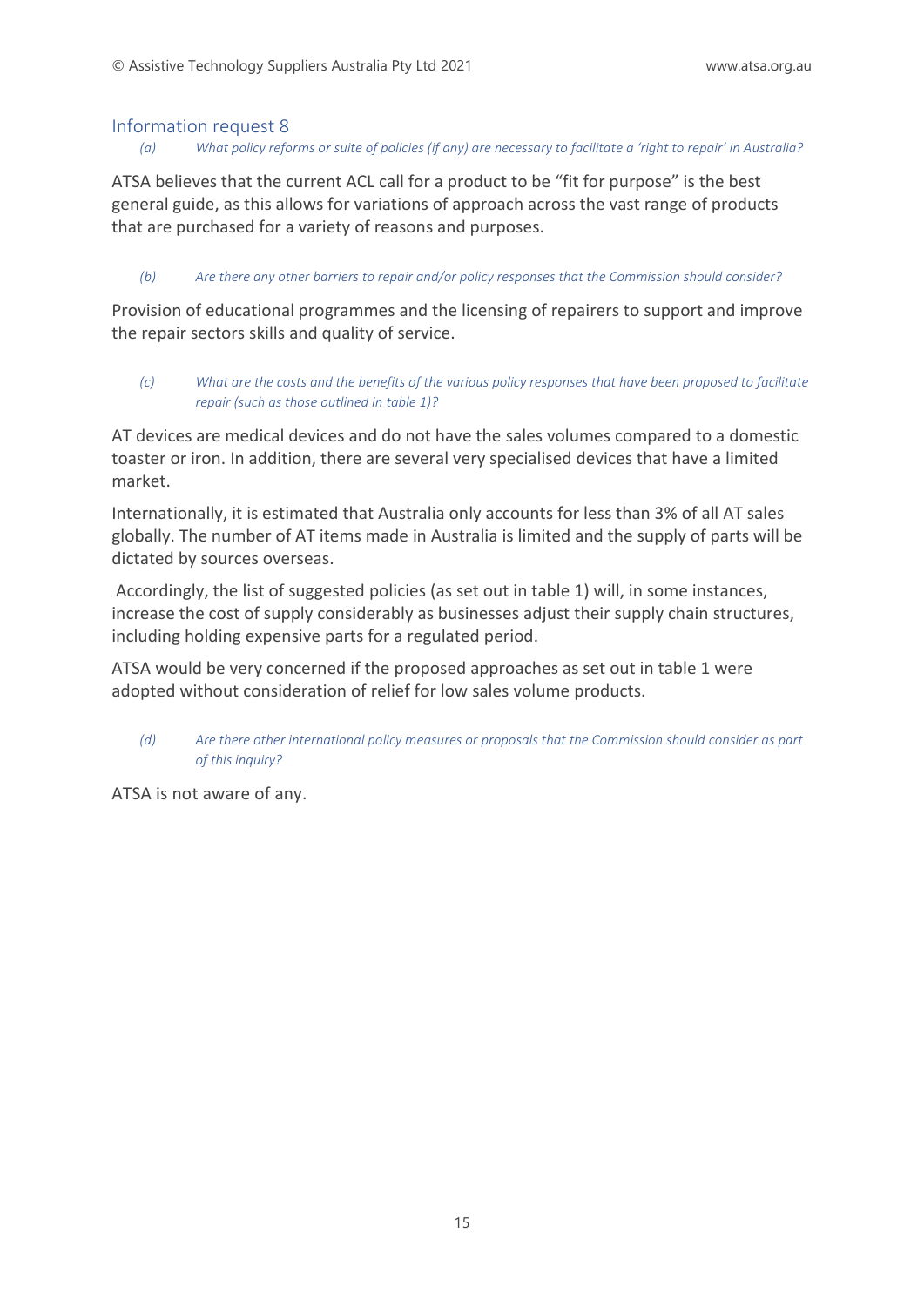## Information request 8

*(a) What policy reforms or suite of policies (if any) are necessary to facilitate a 'right to repair' in Australia?*

ATSA believes that the current ACL call for a product to be "fit for purpose" is the best general guide, as this allows for variations of approach across the vast range of products that are purchased for a variety of reasons and purposes.

*(b) Are there any other barriers to repair and/or policy responses that the Commission should consider?*

Provision of educational programmes and the licensing of repairers to support and improve the repair sectors skills and quality of service.

*(c) What are the costs and the benefits of the various policy responses that have been proposed to facilitate repair (such as those outlined in table 1)?*

AT devices are medical devices and do not have the sales volumes compared to a domestic toaster or iron. In addition, there are several very specialised devices that have a limited market.

Internationally, it is estimated that Australia only accounts for less than 3% of all AT sales globally. The number of AT items made in Australia is limited and the supply of parts will be dictated by sources overseas.

Accordingly, the list of suggested policies (as set out in table 1) will, in some instances, increase the cost of supply considerably as businesses adjust their supply chain structures, including holding expensive parts for a regulated period.

ATSA would be very concerned if the proposed approaches as set out in table 1 were adopted without consideration of relief for low sales volume products.

*(d) Are there other international policy measures or proposals that the Commission should consider as part of this inquiry?*

ATSA is not aware of any.